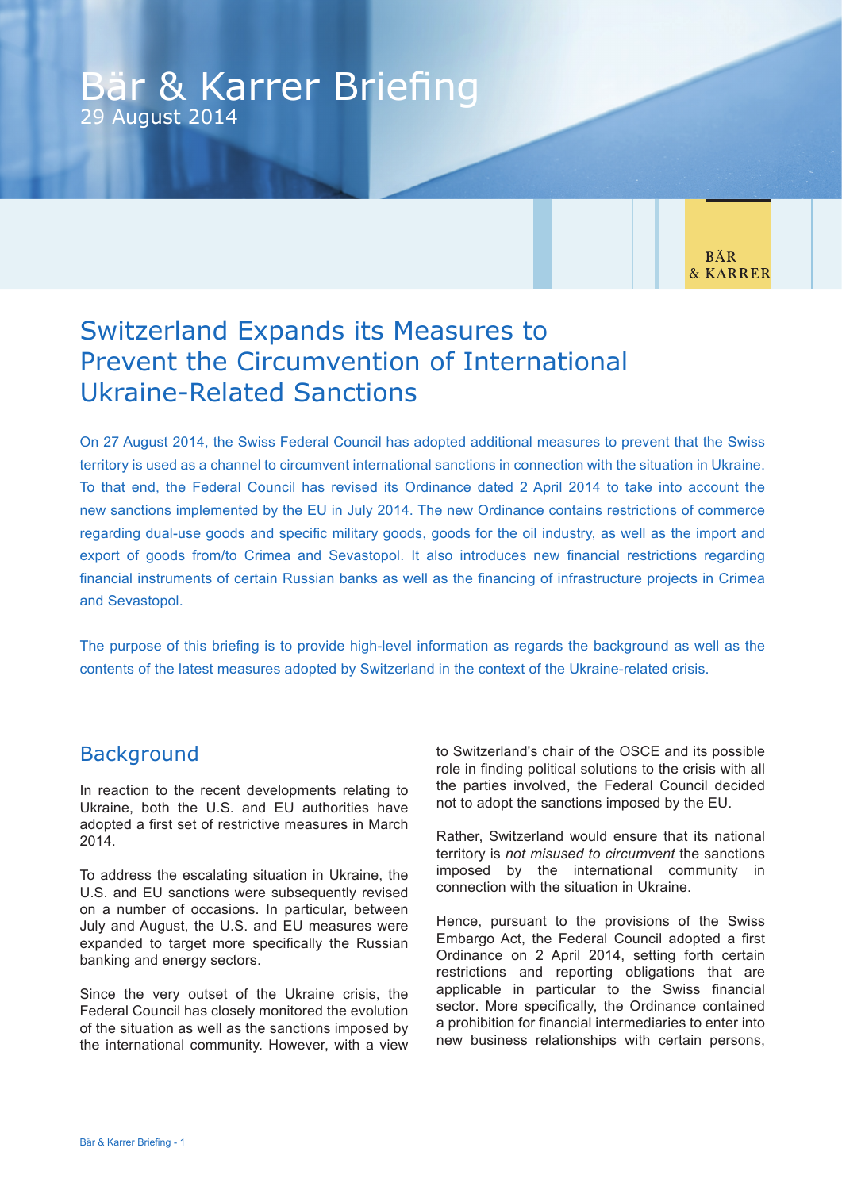# Bär & Karrer Briefing

29 August 2014

BÄR & KARRER

## Switzerland Expands its Measures to Prevent the Circumvention of International Ukraine-Related Sanctions

On 27 August 2014, the Swiss Federal Council has adopted additional measures to prevent that the Swiss territory is used as a channel to circumvent international sanctions in connection with the situation in Ukraine. To that end, the Federal Council has revised its Ordinance dated 2 April 2014 to take into account the new sanctions implemented by the EU in July 2014. The new Ordinance contains restrictions of commerce regarding dual-use goods and specific military goods, goods for the oil industry, as well as the import and export of goods from/to Crimea and Sevastopol. It also introduces new financial restrictions regarding financial instruments of certain Russian banks as well as the financing of infrastructure projects in Crimea and Sevastopol.

The purpose of this briefing is to provide high-level information as regards the background as well as the contents of the latest measures adopted by Switzerland in the context of the Ukraine-related crisis.

## Background

In reaction to the recent developments relating to Ukraine, both the U.S. and EU authorities have adopted a first set of restrictive measures in March 2014.

To address the escalating situation in Ukraine, the U.S. and EU sanctions were subsequently revised on a number of occasions. In particular, between July and August, the U.S. and EU measures were expanded to target more specifically the Russian banking and energy sectors.

Since the very outset of the Ukraine crisis, the Federal Council has closely monitored the evolution of the situation as well as the sanctions imposed by the international community. However, with a view to Switzerland's chair of the OSCE and its possible role in finding political solutions to the crisis with all the parties involved, the Federal Council decided not to adopt the sanctions imposed by the EU.

Rather, Switzerland would ensure that its national territory is *not misused to circumvent* the sanctions imposed by the international community in connection with the situation in Ukraine.

Hence, pursuant to the provisions of the Swiss Embargo Act, the Federal Council adopted a first Ordinance on 2 April 2014, setting forth certain restrictions and reporting obligations that are applicable in particular to the Swiss financial sector. More specifically, the Ordinance contained a prohibition for financial intermediaries to enter into new business relationships with certain persons,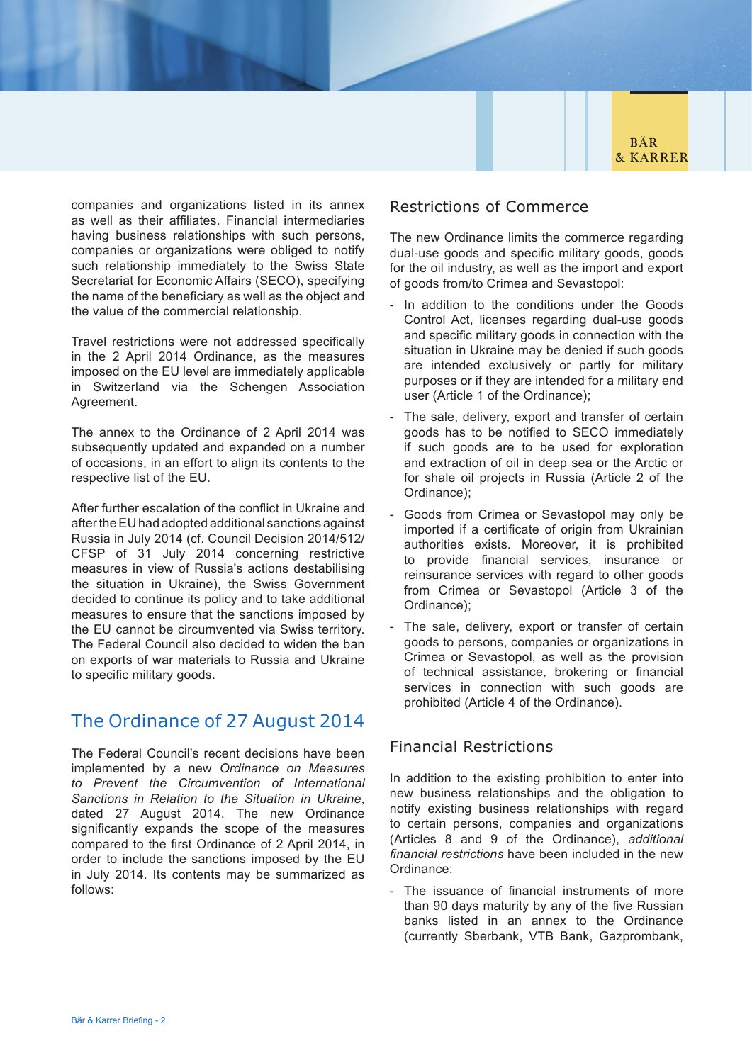companies and organizations listed in its annex as well as their affiliates. Financial intermediaries having business relationships with such persons, companies or organizations were obliged to notify such relationship immediately to the Swiss State Secretariat for Economic Affairs (SECO), specifying the name of the beneficiary as well as the object and the value of the commercial relationship.

Travel restrictions were not addressed specifically in the 2 April 2014 Ordinance, as the measures imposed on the EU level are immediately applicable in Switzerland via the Schengen Association Agreement.

The annex to the Ordinance of 2 April 2014 was subsequently updated and expanded on a number of occasions, in an effort to align its contents to the respective list of the EU.

After further escalation of the conflict in Ukraine and after the EU had adopted additional sanctions against Russia in July 2014 (cf. Council Decision 2014/512/CFSP of 31 July 2014 concerning restrictive measures in view of Russia's actions destabilising the situation in Ukraine), the Swiss Government decided to continue its policy and to take additional measures to ensure that the sanctions imposed by the EU cannot be circumvented via Swiss territory. The Federal Council also decided to widen the ban on exports of war materials to Russia and Ukraine to specific military goods.

## The Ordinance of 27 August 2014

The Federal Council's recent decisions have been implemented by a new *Ordinance on Measures to Prevent the Circumvention of International Sanctions in Relation to the Situation in Ukraine*, dated 27 August 2014. The new Ordinance significantly expands the scope of the measures compared to the first Ordinance of 2 April 2014, in order to include the sanctions imposed by the EU in July 2014. Its contents may be summarized as follows:

### Restrictions of Commerce

The new Ordinance limits the commerce regarding dual-use goods and specific military goods, goods for the oil industry, as well as the import and export of goods from/to Crimea and Sevastopol:

- In addition to the conditions under the Goods Control Act, licenses regarding dual-use goods and specific military goods in connection with the situation in Ukraine may be denied if such goods are intended exclusively or partly for military purposes or if they are intended for a military end user (Article 1 of the Ordinance);
- The sale, delivery, export and transfer of certain goods has to be notified to SECO immediately if such goods are to be used for exploration and extraction of oil in deep sea or the Arctic or for shale oil projects in Russia (Article 2 of the Ordinance);
- Goods from Crimea or Sevastopol may only be imported if a certificate of origin from Ukrainian authorities exists. Moreover, it is prohibited to provide financial services, insurance or reinsurance services with regard to other goods from Crimea or Sevastopol (Article 3 of the Ordinance);
- The sale, delivery, export or transfer of certain goods to persons, companies or organizations in Crimea or Sevastopol, as well as the provision of technical assistance, brokering or financial services in connection with such goods are prohibited (Article 4 of the Ordinance).

### Financial Restrictions

In addition to the existing prohibition to enter into new business relationships and the obligation to notify existing business relationships with regard to certain persons, companies and organizations (Articles 8 and 9 of the Ordinance), *additional financial restrictions* have been included in the new Ordinance:

- The issuance of financial instruments of more than 90 days maturity by any of the five Russian banks listed in an annex to the Ordinance (currently Sberbank, VTB Bank, Gazprombank,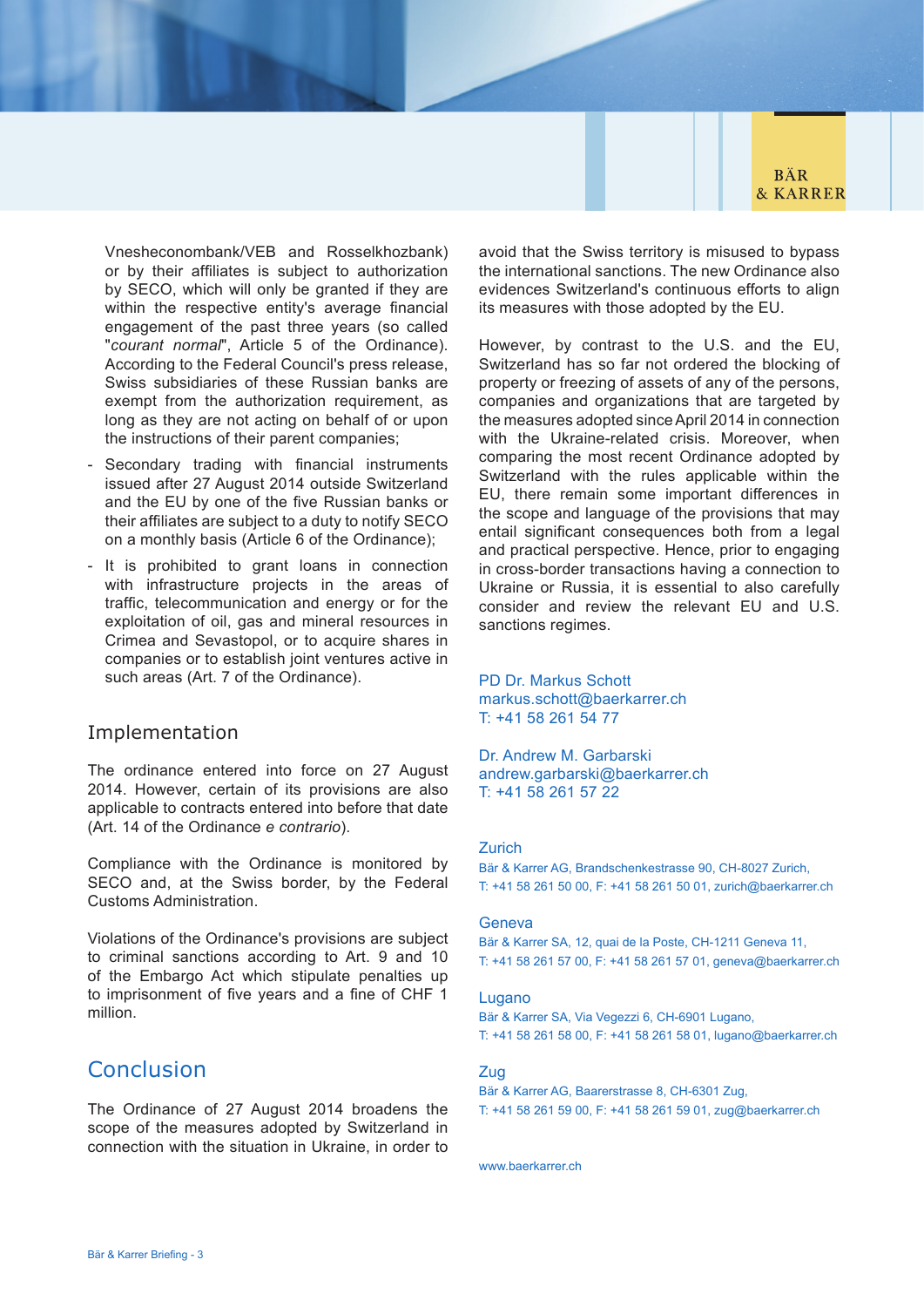Vnesheconombank/VEB and Rosselkhozbank) or by their affiliates is subject to authorization by SECO, which will only be granted if they are within the respective entity's average financial engagement of the past three years (so called "*courant normal*", Article 5 of the Ordinance). According to the Federal Council's press release, Swiss subsidiaries of these Russian banks are exempt from the authorization requirement, as long as they are not acting on behalf of or upon the instructions of their parent companies;

- Secondary trading with financial instruments issued after 27 August 2014 outside Switzerland and the EU by one of the five Russian banks or their affiliates are subject to a duty to notify SECO on a monthly basis (Article 6 of the Ordinance);
- It is prohibited to grant loans in connection with infrastructure projects in the areas of traffic, telecommunication and energy or for the exploitation of oil, gas and mineral resources in Crimea and Sevastopol, or to acquire shares in companies or to establish joint ventures active in such areas (Art. 7 of the Ordinance).

## Implementation

The ordinance entered into force on 27 August 2014. However, certain of its provisions are also applicable to contracts entered into before that date (Art. 14 of the Ordinance *e contrario*).

Compliance with the Ordinance is monitored by SECO and, at the Swiss border, by the Federal Customs Administration.

Violations of the Ordinance's provisions are subject to criminal sanctions according to Art. 9 and 10 of the Embargo Act which stipulate penalties up to imprisonment of five years and a fine of CHF 1 million.

## Conclusion

The Ordinance of 27 August 2014 broadens the scope of the measures adopted by Switzerland in connection with the situation in Ukraine, in order to avoid that the Swiss territory is misused to bypass the international sanctions. The new Ordinance also evidences Switzerland's continuous efforts to align its measures with those adopted by the EU.

However, by contrast to the U.S. and the EU, Switzerland has so far not ordered the blocking of property or freezing of assets of any of the persons, companies and organizations that are targeted by the measures adopted since April 2014 in connection with the Ukraine-related crisis. Moreover, when comparing the most recent Ordinance adopted by Switzerland with the rules applicable within the EU, there remain some important differences in the scope and language of the provisions that may entail significant consequences both from a legal and practical perspective. Hence, prior to engaging in cross-border transactions having a connection to Ukraine or Russia, it is essential to also carefully consider and review the relevant EU and U.S. sanctions regimes.

PD Dr. Markus Schott
markus.schott@baerkarrer.ch
T: +41 58 261 54 77

Dr. Andrew M. Garbarski
andrew.garbarski@baerkarrer.ch
T: +41 58 261 57 22

Zurich
Bär & Karrer AG, Brandschenkestrasse 90, CH-8027 Zurich,
T: +41 58 261 50 00, F: +41 58 261 50 01, zurich@baerkarrer.ch

Geneva
Bär & Karrer SA, 12, quai de la Poste, CH-1211 Geneva 11,
T: +41 58 261 57 00, F: +41 58 261 57 01, geneva@baerkarrer.ch

Lugano
Bär & Karrer SA, Via Vegezzi 6, CH-6901 Lugano,
T: +41 58 261 58 00, F: +41 58 261 58 01, lugano@baerkarrer.ch

Zug
Bär & Karrer AG, Baarerstrasse 8, CH-6301 Zug,
T: +41 58 261 59 00, F: +41 58 261 59 01, zug@baerkarrer.ch

www.baerkarrer.ch